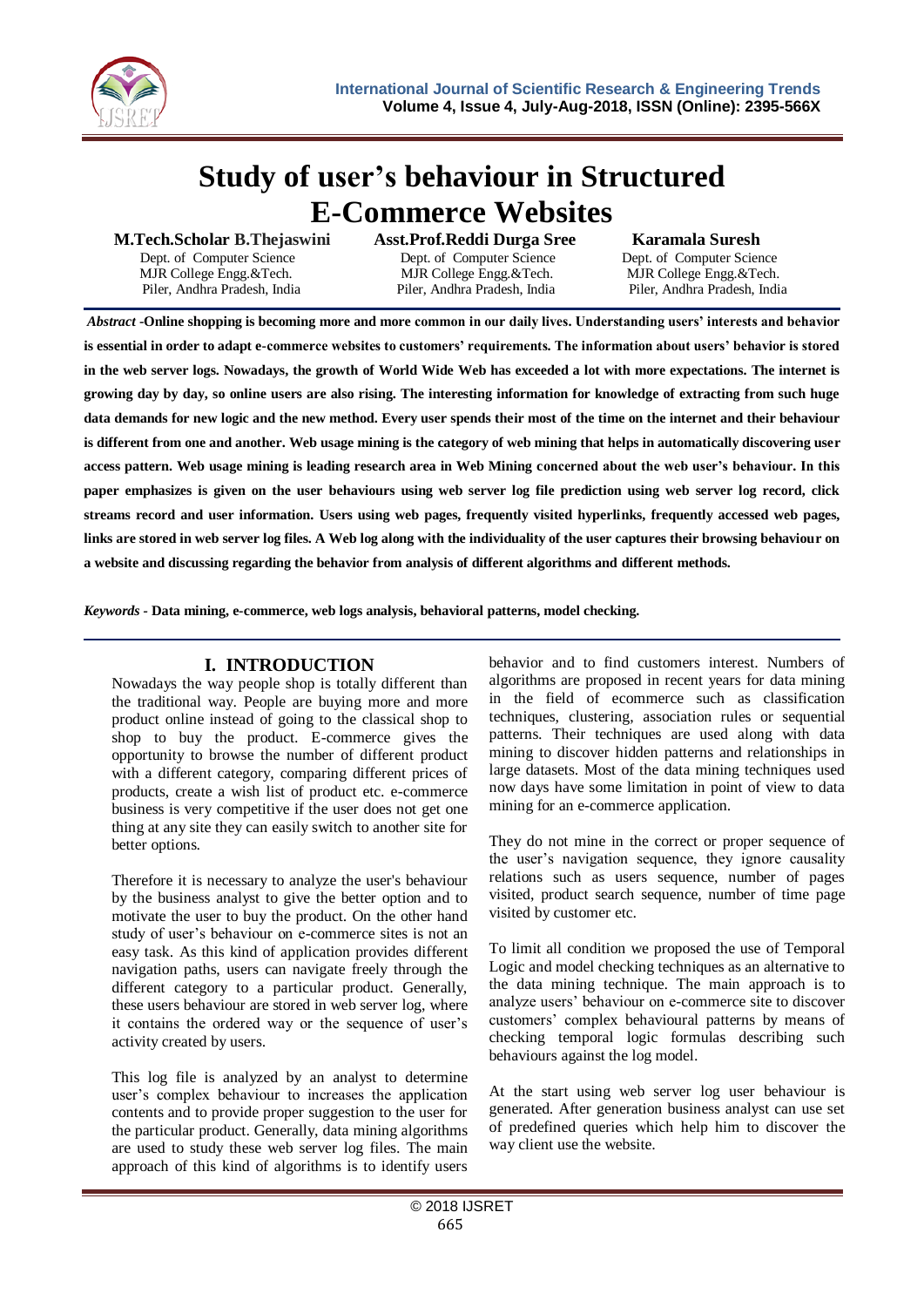# Study of user's behaviour in Structured E-Commerce Websites

**M.Tech.Scholar B.Thejaswini**
Dept. of Computer Science
MJR College Engg.&Tech.
Piler, Andhra Pradesh, India

**Asst.Prof.Reddi Durga Sree**
Dept. of Computer Science
MJR College Engg.&Tech.
Piler, Andhra Pradesh, India

**Karamala Suresh**
Dept. of Computer Science
MJR College Engg.&Tech.
Piler, Andhra Pradesh, India

***Abstract*** **-Online shopping is becoming more and more common in our daily lives. Understanding users' interests and behavior is essential in order to adapt e-commerce websites to customers' requirements. The information about users' behavior is stored in the web server logs. Nowadays, the growth of World Wide Web has exceeded a lot with more expectations. The internet is growing day by day, so online users are also rising. The interesting information for knowledge of extracting from such huge data demands for new logic and the new method. Every user spends their most of the time on the internet and their behaviour is different from one and another. Web usage mining is the category of web mining that helps in automatically discovering user access pattern. Web usage mining is leading research area in Web Mining concerned about the web user's behaviour. In this paper emphasizes is given on the user behaviours using web server log file prediction using web server log record, click streams record and user information. Users using web pages, frequently visited hyperlinks, frequently accessed web pages, links are stored in web server log files. A Web log along with the individuality of the user captures their browsing behaviour on a website and discussing regarding the behavior from analysis of different algorithms and different methods.**

***Keywords*** **- Data mining, e-commerce, web logs analysis, behavioral patterns, model checking.**

## I. INTRODUCTION

Nowadays the way people shop is totally different than the traditional way. People are buying more and more product online instead of going to the classical shop to shop to buy the product. E-commerce gives the opportunity to browse the number of different product with a different category, comparing different prices of products, create a wish list of product etc. e-commerce business is very competitive if the user does not get one thing at any site they can easily switch to another site for better options.

Therefore it is necessary to analyze the user's behaviour by the business analyst to give the better option and to motivate the user to buy the product. On the other hand study of user's behaviour on e-commerce sites is not an easy task. As this kind of application provides different navigation paths, users can navigate freely through the different category to a particular product. Generally, these users behaviour are stored in web server log, where it contains the ordered way or the sequence of user's activity created by users.

This log file is analyzed by an analyst to determine user's complex behaviour to increases the application contents and to provide proper suggestion to the user for the particular product. Generally, data mining algorithms are used to study these web server log files. The main approach of this kind of algorithms is to identify users behavior and to find customers interest. Numbers of algorithms are proposed in recent years for data mining in the field of ecommerce such as classification techniques, clustering, association rules or sequential patterns. Their techniques are used along with data mining to discover hidden patterns and relationships in large datasets. Most of the data mining techniques used now days have some limitation in point of view to data mining for an e-commerce application.

They do not mine in the correct or proper sequence of the user's navigation sequence, they ignore causality relations such as users sequence, number of pages visited, product search sequence, number of time page visited by customer etc.

To limit all condition we proposed the use of Temporal Logic and model checking techniques as an alternative to the data mining technique. The main approach is to analyze users' behaviour on e-commerce site to discover customers' complex behavioural patterns by means of checking temporal logic formulas describing such behaviours against the log model.

At the start using web server log user behaviour is generated. After generation business analyst can use set of predefined queries which help him to discover the way client use the website.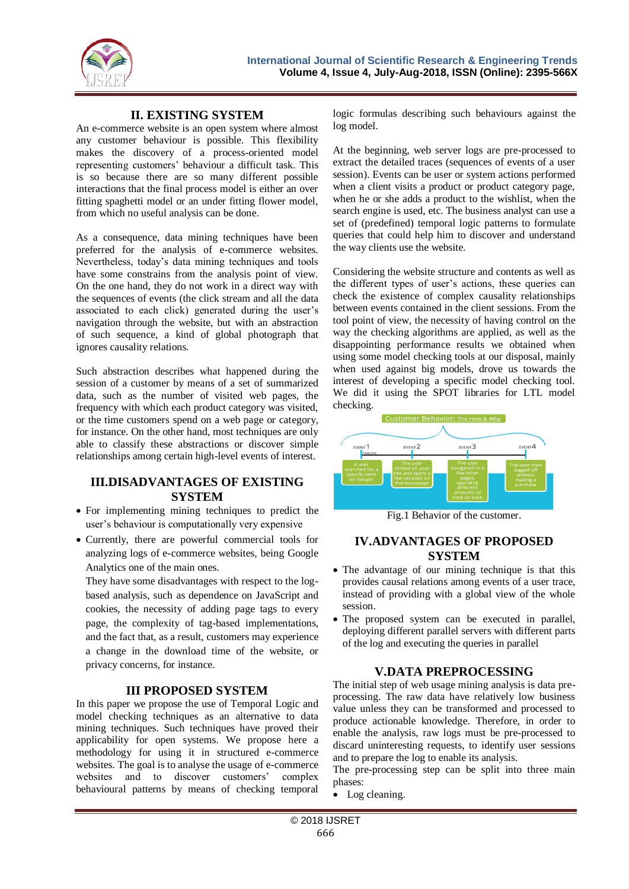## II. EXISTING SYSTEM

An e-commerce website is an open system where almost any customer behaviour is possible. This flexibility makes the discovery of a process-oriented model representing customers' behaviour a difficult task. This is so because there are so many different possible interactions that the final process model is either an over fitting spaghetti model or an under fitting flower model, from which no useful analysis can be done.

As a consequence, data mining techniques have been preferred for the analysis of e-commerce websites. Nevertheless, today's data mining techniques and tools have some constrains from the analysis point of view. On the one hand, they do not work in a direct way with the sequences of events (the click stream and all the data associated to each click) generated during the user's navigation through the website, but with an abstraction of such sequence, a kind of global photograph that ignores causality relations.

Such abstraction describes what happened during the session of a customer by means of a set of summarized data, such as the number of visited web pages, the frequency with which each product category was visited, or the time customers spend on a web page or category, for instance. On the other hand, most techniques are only able to classify these abstractions or discover simple relationships among certain high-level events of interest.

## III.DISADVANTAGES OF EXISTING SYSTEM

- For implementing mining techniques to predict the user's behaviour is computationally very expensive
- Currently, there are powerful commercial tools for analyzing logs of e-commerce websites, being Google Analytics one of the main ones.

  They have some disadvantages with respect to the log-based analysis, such as dependence on JavaScript and cookies, the necessity of adding page tags to every page, the complexity of tag-based implementations, and the fact that, as a result, customers may experience a change in the download time of the website, or privacy concerns, for instance.

## III PROPOSED SYSTEM

In this paper we propose the use of Temporal Logic and model checking techniques as an alternative to data mining techniques. Such techniques have proved their applicability for open systems. We propose here a methodology for using it in structured e-commerce websites. The goal is to analyse the usage of e-commerce websites and to discover customers' complex behavioural patterns by means of checking temporal logic formulas describing such behaviours against the log model.

At the beginning, web server logs are pre-processed to extract the detailed traces (sequences of events of a user session). Events can be user or system actions performed when a client visits a product or product category page, when he or she adds a product to the wishlist, when the search engine is used, etc. The business analyst can use a set of (predefined) temporal logic patterns to formulate queries that could help him to discover and understand the way clients use the website.

Considering the website structure and contents as well as the different types of user's actions, these queries can check the existence of complex causality relationships between events contained in the client sessions. From the tool point of view, the necessity of having control on the way the checking algorithms are applied, as well as the disappointing performance results we obtained when using some model checking tools at our disposal, mainly when used against big models, drove us towards the interest of developing a specific model checking tool. We did it using the SPOT libraries for LTL model checking.

Fig.1 Behavior of the customer.

## IV.ADVANTAGES OF PROPOSED SYSTEM

- The advantage of our mining technique is that this provides causal relations among events of a user trace, instead of providing with a global view of the whole session.
- The proposed system can be executed in parallel, deploying different parallel servers with different parts of the log and executing the queries in parallel

## V.DATA PREPROCESSING

The initial step of web usage mining analysis is data pre-processing. The raw data have relatively low business value unless they can be transformed and processed to produce actionable knowledge. Therefore, in order to enable the analysis, raw logs must be pre-processed to discard uninteresting requests, to identify user sessions and to prepare the log to enable its analysis.

The pre-processing step can be split into three main phases:

- Log cleaning.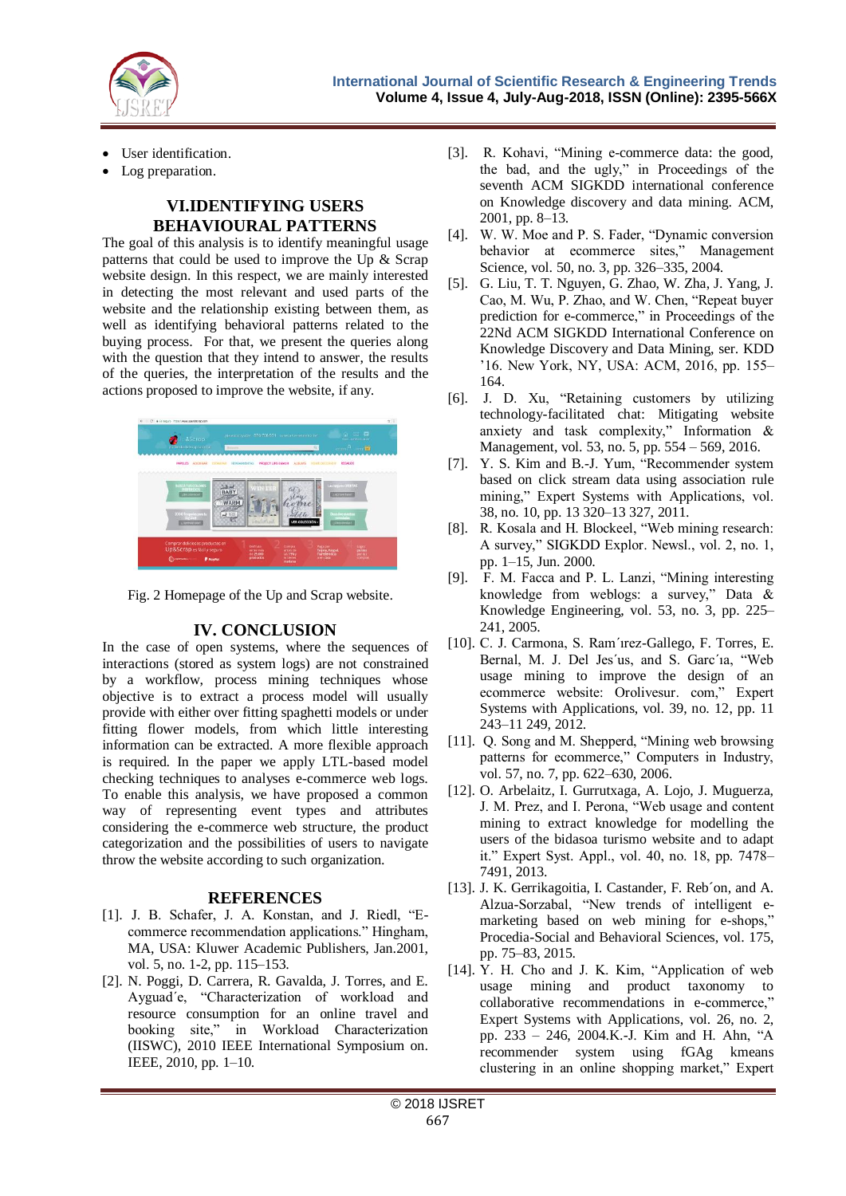- User identification.
- Log preparation.

## VI.IDENTIFYING USERS BEHAVIOURAL PATTERNS

The goal of this analysis is to identify meaningful usage patterns that could be used to improve the Up & Scrap website design. In this respect, we are mainly interested in detecting the most relevant and used parts of the website and the relationship existing between them, as well as identifying behavioral patterns related to the buying process. For that, we present the queries along with the question that they intend to answer, the results of the queries, the interpretation of the results and the actions proposed to improve the website, if any.

Fig. 2 Homepage of the Up and Scrap website.

## IV. CONCLUSION

In the case of open systems, where the sequences of interactions (stored as system logs) are not constrained by a workflow, process mining techniques whose objective is to extract a process model will usually provide with either over fitting spaghetti models or under fitting flower models, from which little interesting information can be extracted. A more flexible approach is required. In the paper we apply LTL-based model checking techniques to analyses e-commerce web logs. To enable this analysis, we have proposed a common way of representing event types and attributes considering the e-commerce web structure, the product categorization and the possibilities of users to navigate throw the website according to such organization.

## REFERENCES

[1]. J. B. Schafer, J. A. Konstan, and J. Riedl, "E-commerce recommendation applications." Hingham, MA, USA: Kluwer Academic Publishers, Jan.2001, vol. 5, no. 1-2, pp. 115–153.

[2]. N. Poggi, D. Carrera, R. Gavalda, J. Torres, and E. Ayguad´e, "Characterization of workload and resource consumption for an online travel and booking site," in Workload Characterization (IISWC), 2010 IEEE International Symposium on. IEEE, 2010, pp. 1–10.

[3]. R. Kohavi, "Mining e-commerce data: the good, the bad, and the ugly," in Proceedings of the seventh ACM SIGKDD international conference on Knowledge discovery and data mining. ACM, 2001, pp. 8–13.

[4]. W. W. Moe and P. S. Fader, "Dynamic conversion behavior at ecommerce sites," Management Science, vol. 50, no. 3, pp. 326–335, 2004.

[5]. G. Liu, T. T. Nguyen, G. Zhao, W. Zha, J. Yang, J. Cao, M. Wu, P. Zhao, and W. Chen, "Repeat buyer prediction for e-commerce," in Proceedings of the 22Nd ACM SIGKDD International Conference on Knowledge Discovery and Data Mining, ser. KDD '16. New York, NY, USA: ACM, 2016, pp. 155–164.

[6]. J. D. Xu, "Retaining customers by utilizing technology-facilitated chat: Mitigating website anxiety and task complexity," Information & Management, vol. 53, no. 5, pp. 554 – 569, 2016.

[7]. Y. S. Kim and B.-J. Yum, "Recommender system based on click stream data using association rule mining," Expert Systems with Applications, vol. 38, no. 10, pp. 13 320–13 327, 2011.

[8]. R. Kosala and H. Blockeel, "Web mining research: A survey," SIGKDD Explor. Newsl., vol. 2, no. 1, pp. 1–15, Jun. 2000.

[9]. F. M. Facca and P. L. Lanzi, "Mining interesting knowledge from weblogs: a survey," Data & Knowledge Engineering, vol. 53, no. 3, pp. 225–241, 2005.

[10]. C. J. Carmona, S. Ram´ırez-Gallego, F. Torres, E. Bernal, M. J. Del Jes´us, and S. Garc´ıa, "Web usage mining to improve the design of an ecommerce website: Orolivesur. com," Expert Systems with Applications, vol. 39, no. 12, pp. 11 243–11 249, 2012.

[11]. Q. Song and M. Shepperd, "Mining web browsing patterns for ecommerce," Computers in Industry, vol. 57, no. 7, pp. 622–630, 2006.

[12]. O. Arbelaitz, I. Gurrutxaga, A. Lojo, J. Muguerza, J. M. Prez, and I. Perona, "Web usage and content mining to extract knowledge for modelling the users of the bidasoa turismo website and to adapt it." Expert Syst. Appl., vol. 40, no. 18, pp. 7478–7491, 2013.

[13]. J. K. Gerrikagoitia, I. Castander, F. Reb´on, and A. Alzua-Sorzabal, "New trends of intelligent e-marketing based on web mining for e-shops," Procedia-Social and Behavioral Sciences, vol. 175, pp. 75–83, 2015.

[14]. Y. H. Cho and J. K. Kim, "Application of web usage mining and product taxonomy to collaborative recommendations in e-commerce," Expert Systems with Applications, vol. 26, no. 2, pp. 233 – 246, 2004.K.-J. Kim and H. Ahn, "A recommender system using fGAg kmeans clustering in an online shopping market," Expert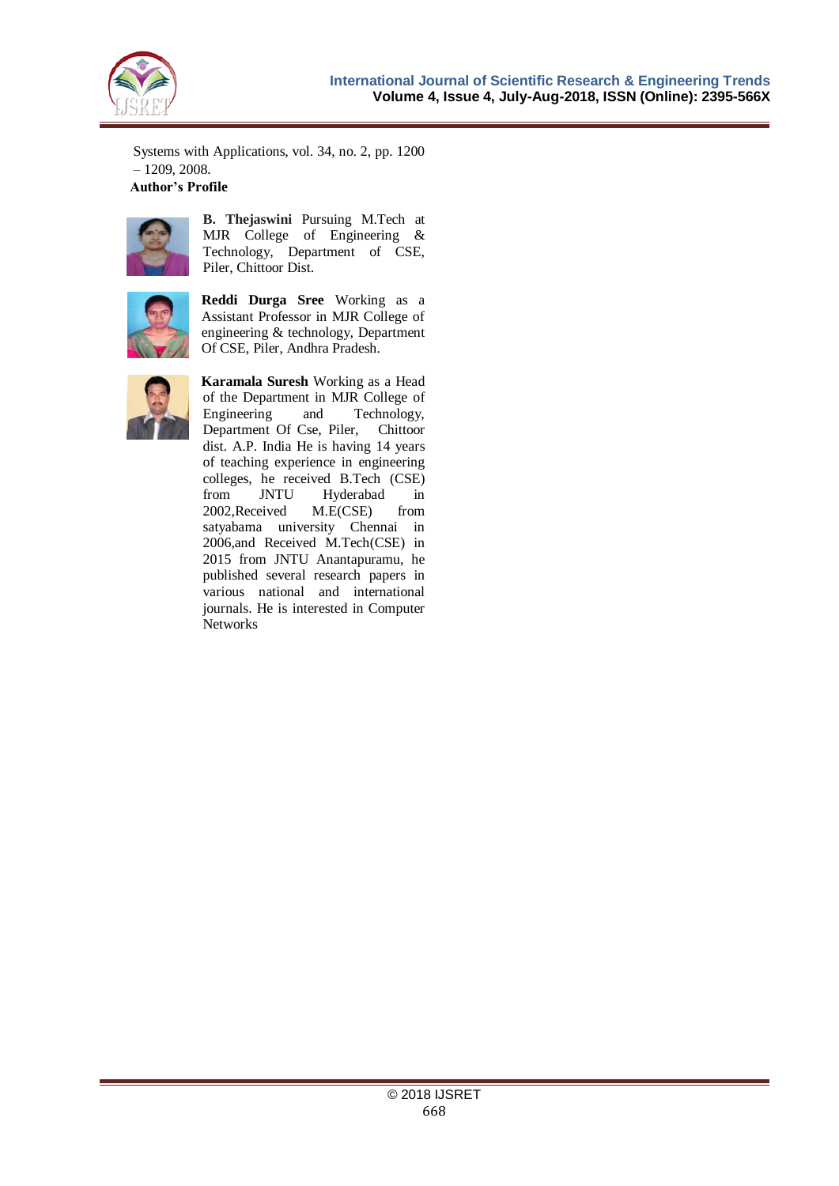Systems with Applications, vol. 34, no. 2, pp. 1200 – 1209, 2008.

**Author's Profile**

**B. Thejaswini** Pursuing M.Tech at MJR College of Engineering & Technology, Department of CSE, Piler, Chittoor Dist.

**Reddi Durga Sree** Working as a Assistant Professor in MJR College of engineering & technology, Department Of CSE, Piler, Andhra Pradesh.

**Karamala Suresh** Working as a Head of the Department in MJR College of Engineering and Technology, Department Of Cse, Piler, Chittoor dist. A.P. India He is having 14 years of teaching experience in engineering colleges, he received B.Tech (CSE) from JNTU Hyderabad in 2002,Received M.E(CSE) from satyabama university Chennai in 2006,and Received M.Tech(CSE) in 2015 from JNTU Anantapuramu, he published several research papers in various national and international journals. He is interested in Computer Networks